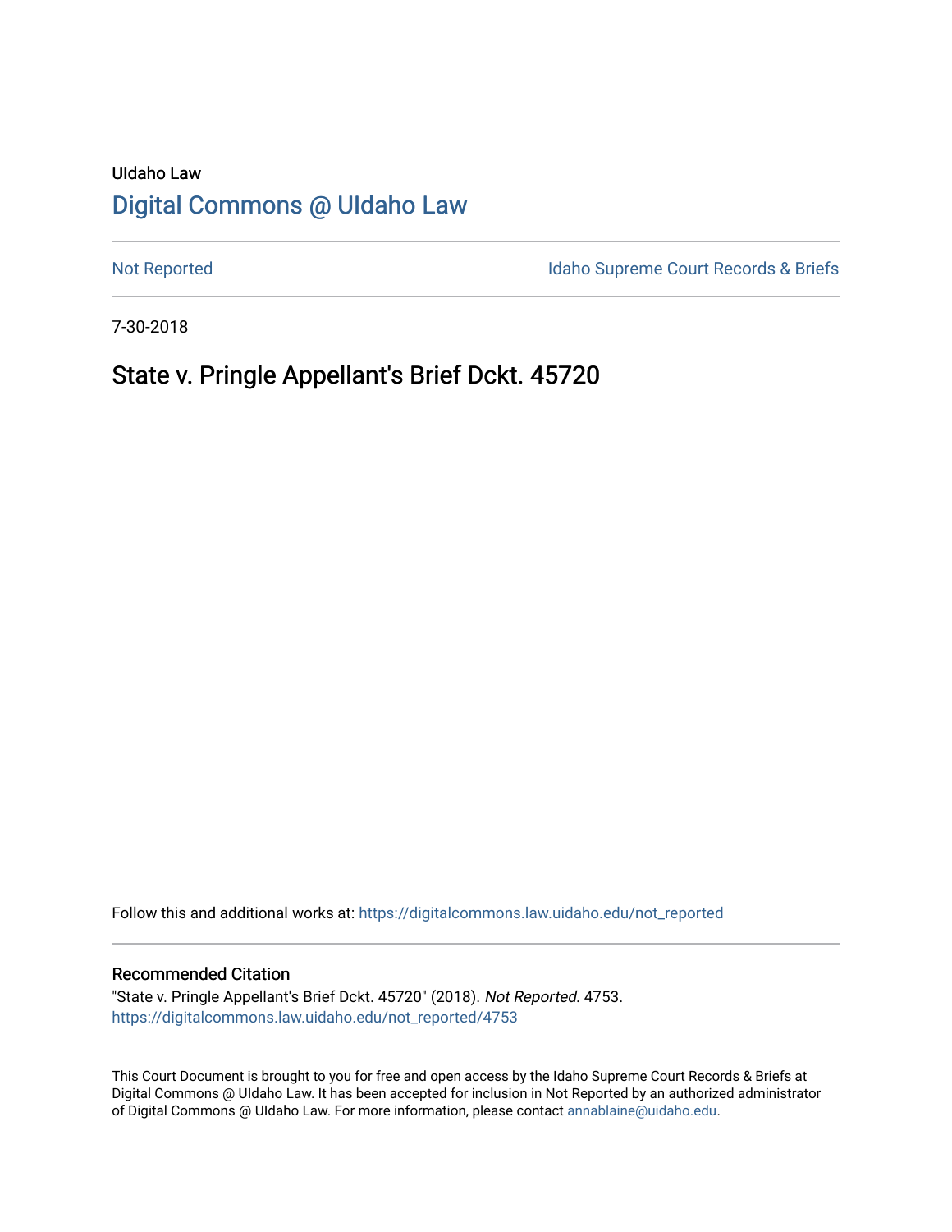UIdaho Law

# Digital Commons @ UIdaho Law

Not Reported

Idaho Supreme Court Records & Briefs

7-30-2018

## State v. Pringle Appellant's Brief Dckt. 45720

Follow this and additional works at: https://digitalcommons.law.uidaho.edu/not_reported

### Recommended Citation

"State v. Pringle Appellant's Brief Dckt. 45720" (2018). *Not Reported*. 4753.
https://digitalcommons.law.uidaho.edu/not_reported/4753

This Court Document is brought to you for free and open access by the Idaho Supreme Court Records & Briefs at Digital Commons @ UIdaho Law. It has been accepted for inclusion in Not Reported by an authorized administrator of Digital Commons @ UIdaho Law. For more information, please contact annablaine@uidaho.edu.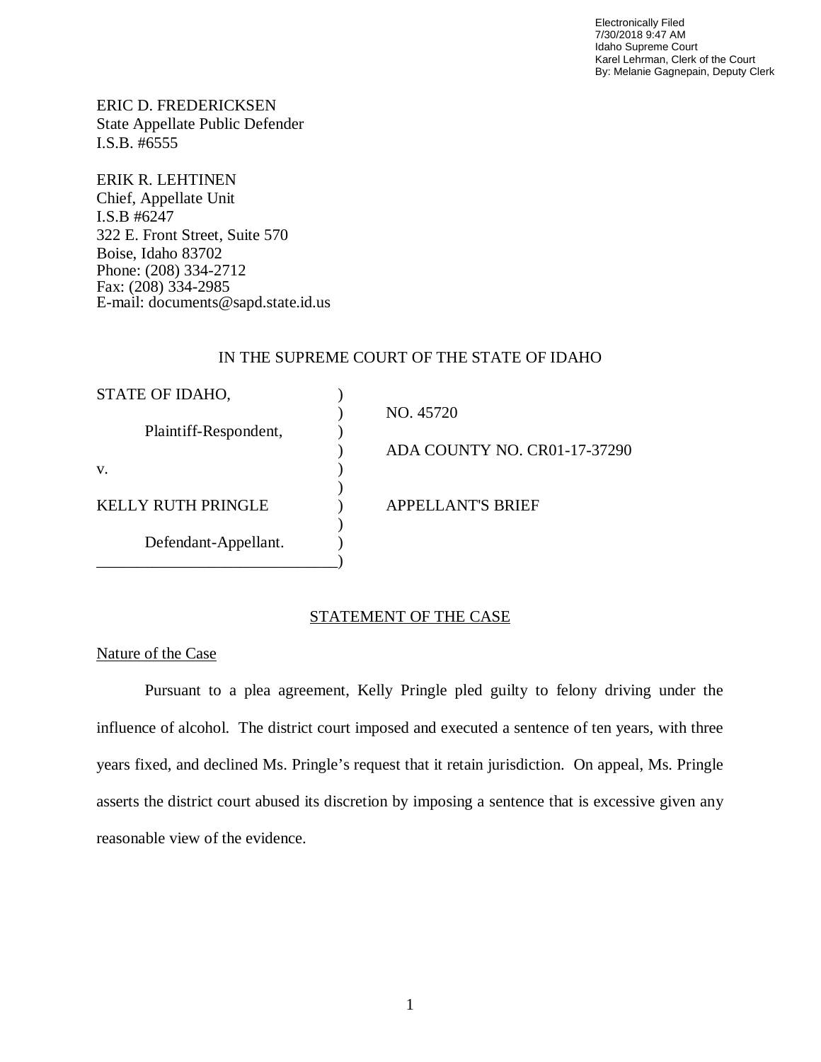Electronically Filed
7/30/2018 9:47 AM
Idaho Supreme Court
Karel Lehrman, Clerk of the Court
By: Melanie Gagnepain, Deputy Clerk

ERIC D. FREDERICKSEN
State Appellate Public Defender
I.S.B. #6555

ERIK R. LEHTINEN
Chief, Appellate Unit
I.S.B #6247
322 E. Front Street, Suite 570
Boise, Idaho 83702
Phone: (208) 334-2712
Fax: (208) 334-2985
E-mail: documents@sapd.state.id.us

IN THE SUPREME COURT OF THE STATE OF IDAHO

| | |
|---|---|
| STATE OF IDAHO, | NO. 45720 |
| Plaintiff-Respondent, | ADA COUNTY NO. CR01-17-37290 |
| v. | |
| KELLY RUTH PRINGLE | APPELLANT'S BRIEF |
| Defendant-Appellant. | |

## STATEMENT OF THE CASE

### Nature of the Case

Pursuant to a plea agreement, Kelly Pringle pled guilty to felony driving under the influence of alcohol. The district court imposed and executed a sentence of ten years, with three years fixed, and declined Ms. Pringle's request that it retain jurisdiction. On appeal, Ms. Pringle asserts the district court abused its discretion by imposing a sentence that is excessive given any reasonable view of the evidence.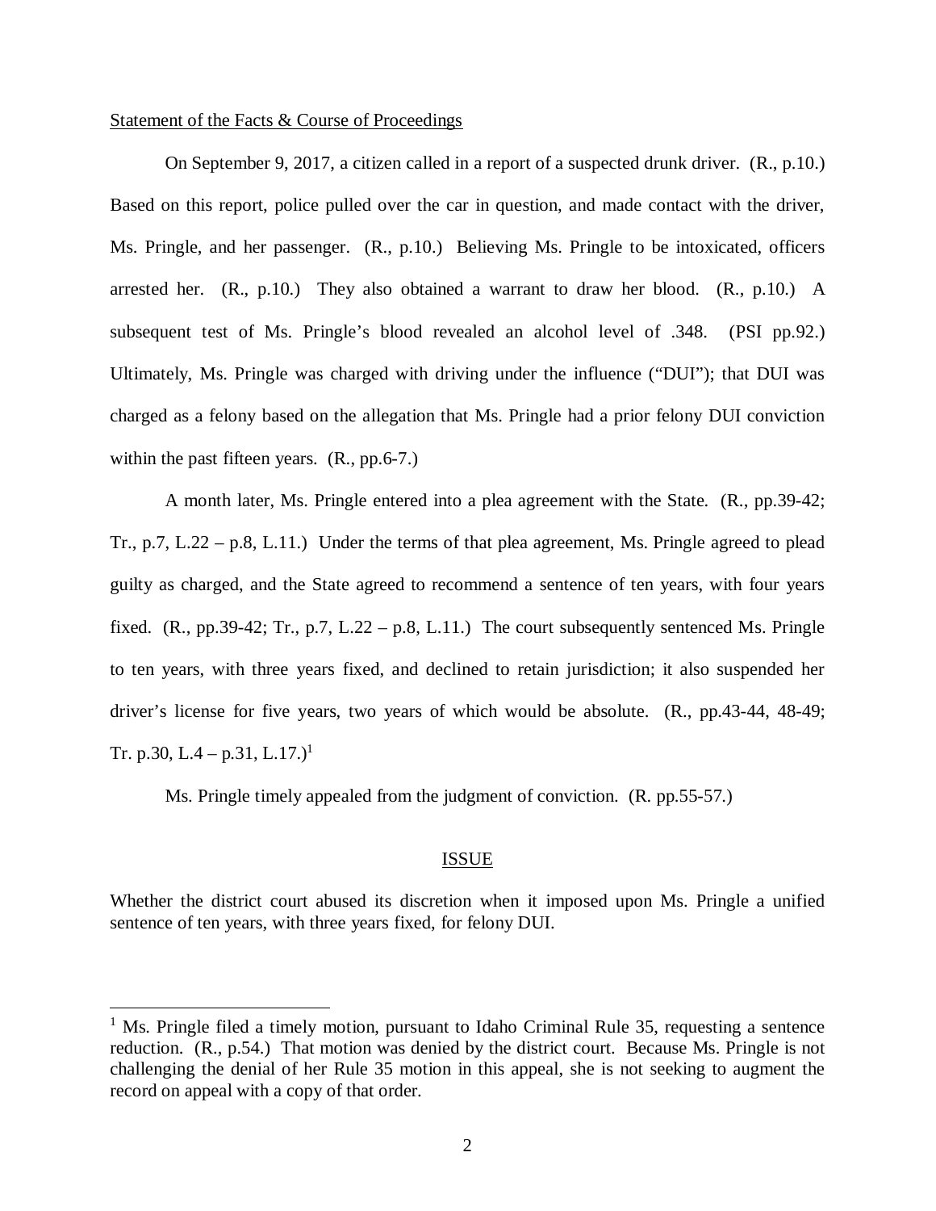Statement of the Facts & Course of Proceedings

On September 9, 2017, a citizen called in a report of a suspected drunk driver. (R., p.10.) Based on this report, police pulled over the car in question, and made contact with the driver, Ms. Pringle, and her passenger. (R., p.10.) Believing Ms. Pringle to be intoxicated, officers arrested her. (R., p.10.) They also obtained a warrant to draw her blood. (R., p.10.) A subsequent test of Ms. Pringle's blood revealed an alcohol level of .348. (PSI pp.92.) Ultimately, Ms. Pringle was charged with driving under the influence ("DUI"); that DUI was charged as a felony based on the allegation that Ms. Pringle had a prior felony DUI conviction within the past fifteen years. (R., pp.6-7.)

A month later, Ms. Pringle entered into a plea agreement with the State. (R., pp.39-42; Tr., p.7, L.22 – p.8, L.11.) Under the terms of that plea agreement, Ms. Pringle agreed to plead guilty as charged, and the State agreed to recommend a sentence of ten years, with four years fixed. (R., pp.39-42; Tr., p.7, L.22 – p.8, L.11.) The court subsequently sentenced Ms. Pringle to ten years, with three years fixed, and declined to retain jurisdiction; it also suspended her driver's license for five years, two years of which would be absolute. (R., pp.43-44, 48-49; Tr. p.30, L.4 – p.31, L.17.)[1]

Ms. Pringle timely appealed from the judgment of conviction. (R. pp.55-57.)

## ISSUE

Whether the district court abused its discretion when it imposed upon Ms. Pringle a unified sentence of ten years, with three years fixed, for felony DUI.

---

[1] Ms. Pringle filed a timely motion, pursuant to Idaho Criminal Rule 35, requesting a sentence reduction. (R., p.54.) That motion was denied by the district court. Because Ms. Pringle is not challenging the denial of her Rule 35 motion in this appeal, she is not seeking to augment the record on appeal with a copy of that order.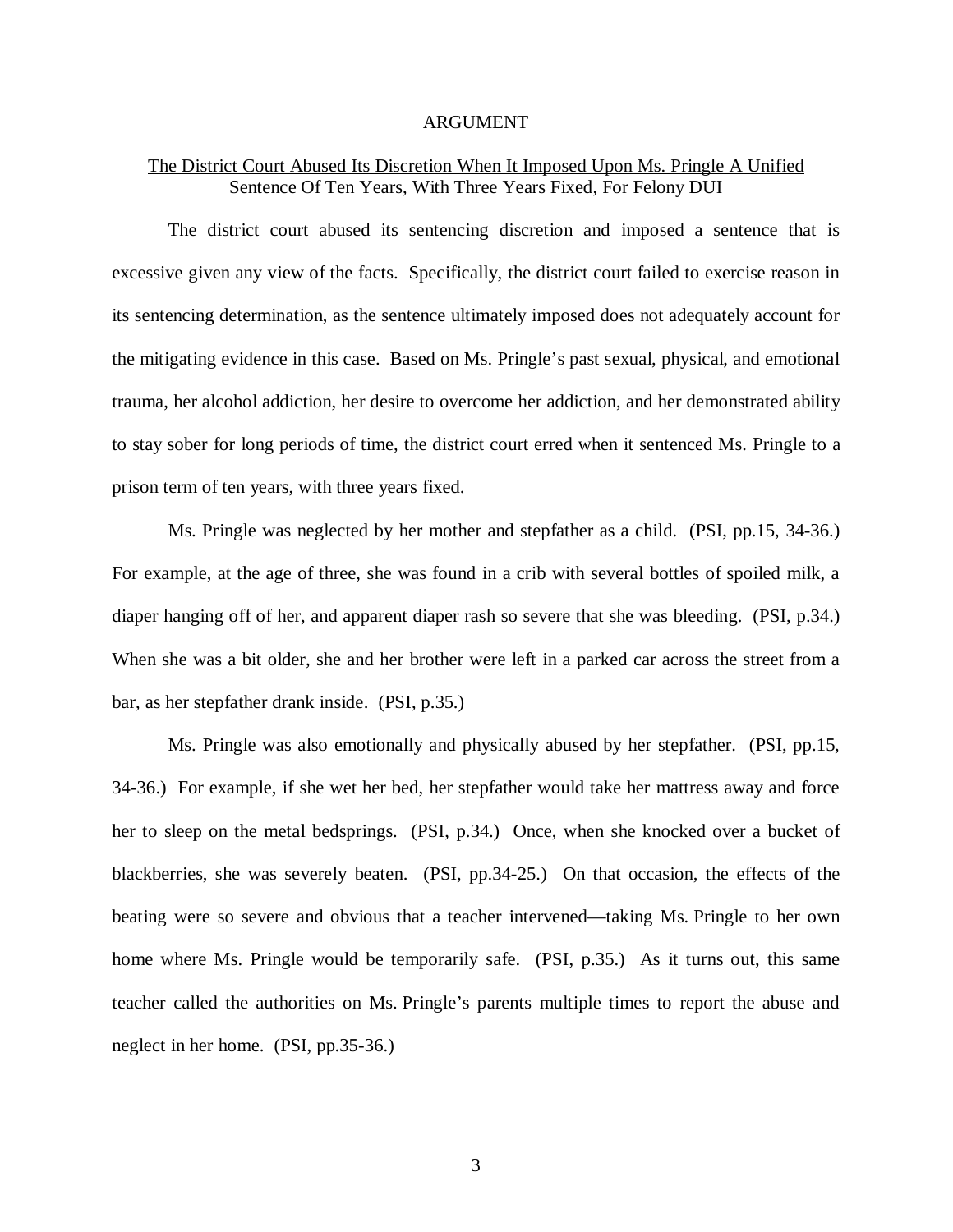## ARGUMENT

### The District Court Abused Its Discretion When It Imposed Upon Ms. Pringle A Unified Sentence Of Ten Years, With Three Years Fixed, For Felony DUI

The district court abused its sentencing discretion and imposed a sentence that is excessive given any view of the facts. Specifically, the district court failed to exercise reason in its sentencing determination, as the sentence ultimately imposed does not adequately account for the mitigating evidence in this case. Based on Ms. Pringle's past sexual, physical, and emotional trauma, her alcohol addiction, her desire to overcome her addiction, and her demonstrated ability to stay sober for long periods of time, the district court erred when it sentenced Ms. Pringle to a prison term of ten years, with three years fixed.

Ms. Pringle was neglected by her mother and stepfather as a child. (PSI, pp.15, 34-36.) For example, at the age of three, she was found in a crib with several bottles of spoiled milk, a diaper hanging off of her, and apparent diaper rash so severe that she was bleeding. (PSI, p.34.) When she was a bit older, she and her brother were left in a parked car across the street from a bar, as her stepfather drank inside. (PSI, p.35.)

Ms. Pringle was also emotionally and physically abused by her stepfather. (PSI, pp.15, 34-36.) For example, if she wet her bed, her stepfather would take her mattress away and force her to sleep on the metal bedsprings. (PSI, p.34.) Once, when she knocked over a bucket of blackberries, she was severely beaten. (PSI, pp.34-25.) On that occasion, the effects of the beating were so severe and obvious that a teacher intervened—taking Ms. Pringle to her own home where Ms. Pringle would be temporarily safe. (PSI, p.35.) As it turns out, this same teacher called the authorities on Ms. Pringle's parents multiple times to report the abuse and neglect in her home. (PSI, pp.35-36.)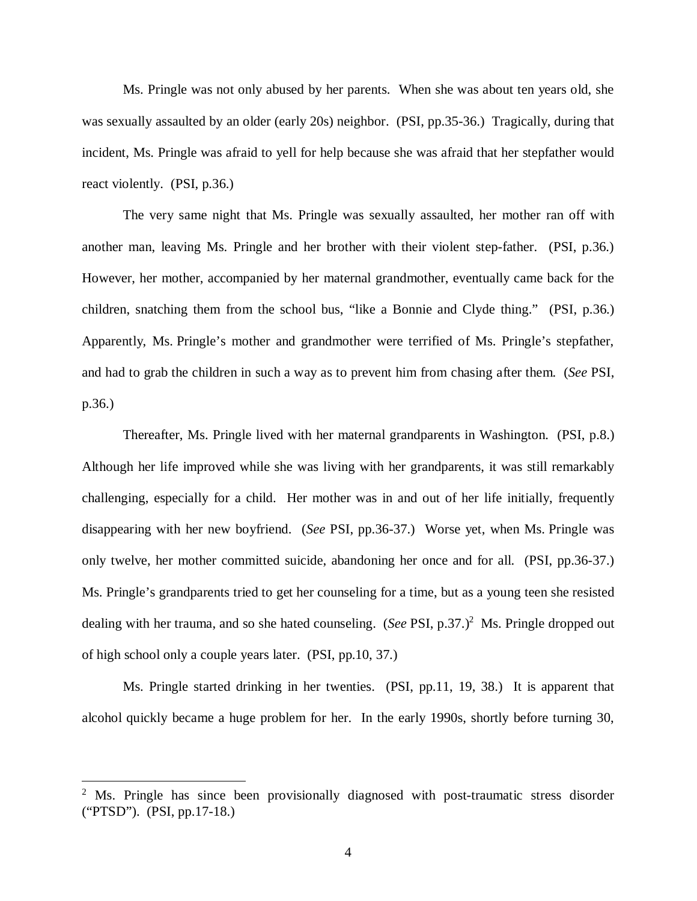Ms. Pringle was not only abused by her parents. When she was about ten years old, she was sexually assaulted by an older (early 20s) neighbor. (PSI, pp.35-36.) Tragically, during that incident, Ms. Pringle was afraid to yell for help because she was afraid that her stepfather would react violently. (PSI, p.36.)

The very same night that Ms. Pringle was sexually assaulted, her mother ran off with another man, leaving Ms. Pringle and her brother with their violent step-father. (PSI, p.36.) However, her mother, accompanied by her maternal grandmother, eventually came back for the children, snatching them from the school bus, "like a Bonnie and Clyde thing." (PSI, p.36.) Apparently, Ms. Pringle's mother and grandmother were terrified of Ms. Pringle's stepfather, and had to grab the children in such a way as to prevent him from chasing after them. (*See* PSI, p.36.)

Thereafter, Ms. Pringle lived with her maternal grandparents in Washington. (PSI, p.8.) Although her life improved while she was living with her grandparents, it was still remarkably challenging, especially for a child. Her mother was in and out of her life initially, frequently disappearing with her new boyfriend. (*See* PSI, pp.36-37.) Worse yet, when Ms. Pringle was only twelve, her mother committed suicide, abandoning her once and for all. (PSI, pp.36-37.) Ms. Pringle's grandparents tried to get her counseling for a time, but as a young teen she resisted dealing with her trauma, and so she hated counseling. (*See* PSI, p.37.)[2] Ms. Pringle dropped out of high school only a couple years later. (PSI, pp.10, 37.)

Ms. Pringle started drinking in her twenties. (PSI, pp.11, 19, 38.) It is apparent that alcohol quickly became a huge problem for her. In the early 1990s, shortly before turning 30,

---

[2] Ms. Pringle has since been provisionally diagnosed with post-traumatic stress disorder ("PTSD"). (PSI, pp.17-18.)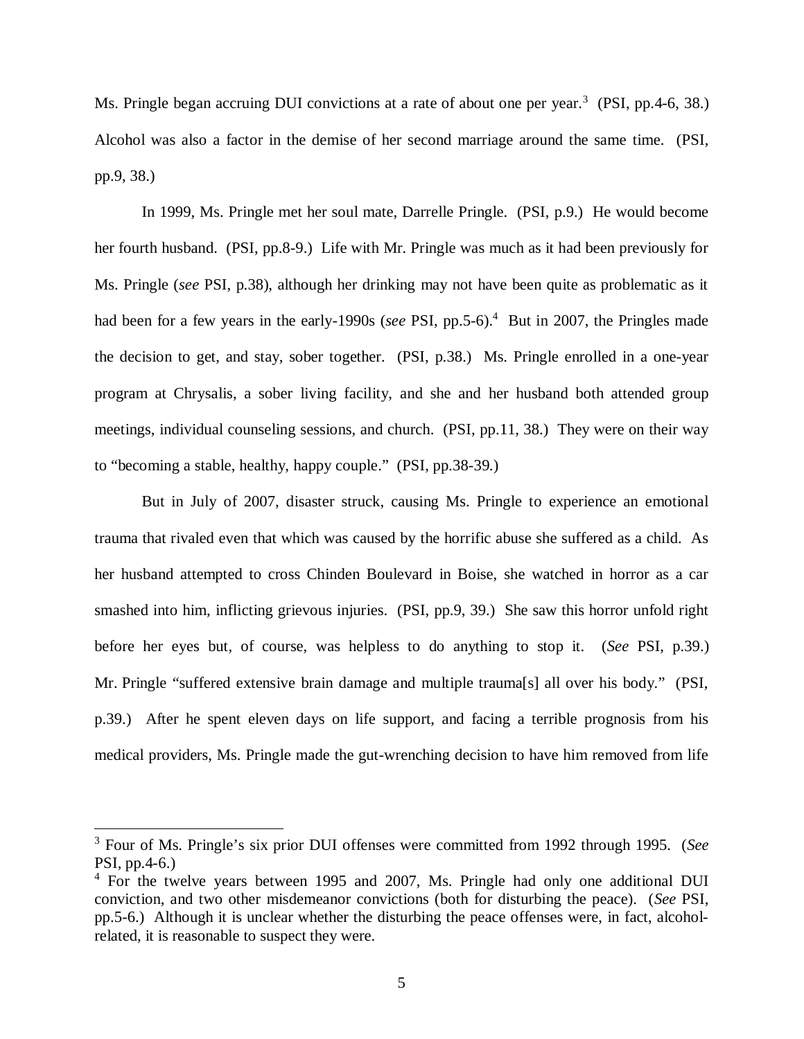Ms. Pringle began accruing DUI convictions at a rate of about one per year.[3] (PSI, pp.4-6, 38.) Alcohol was also a factor in the demise of her second marriage around the same time. (PSI, pp.9, 38.)

In 1999, Ms. Pringle met her soul mate, Darrelle Pringle. (PSI, p.9.) He would become her fourth husband. (PSI, pp.8-9.) Life with Mr. Pringle was much as it had been previously for Ms. Pringle (*see* PSI, p.38), although her drinking may not have been quite as problematic as it had been for a few years in the early-1990s (*see* PSI, pp.5-6).[4] But in 2007, the Pringles made the decision to get, and stay, sober together. (PSI, p.38.) Ms. Pringle enrolled in a one-year program at Chrysalis, a sober living facility, and she and her husband both attended group meetings, individual counseling sessions, and church. (PSI, pp.11, 38.) They were on their way to "becoming a stable, healthy, happy couple." (PSI, pp.38-39.)

But in July of 2007, disaster struck, causing Ms. Pringle to experience an emotional trauma that rivaled even that which was caused by the horrific abuse she suffered as a child. As her husband attempted to cross Chinden Boulevard in Boise, she watched in horror as a car smashed into him, inflicting grievous injuries. (PSI, pp.9, 39.) She saw this horror unfold right before her eyes but, of course, was helpless to do anything to stop it. (*See* PSI, p.39.) Mr. Pringle "suffered extensive brain damage and multiple trauma[s] all over his body." (PSI, p.39.) After he spent eleven days on life support, and facing a terrible prognosis from his medical providers, Ms. Pringle made the gut-wrenching decision to have him removed from life

---

[3] Four of Ms. Pringle's six prior DUI offenses were committed from 1992 through 1995. (*See* PSI, pp.4-6.)

[4] For the twelve years between 1995 and 2007, Ms. Pringle had only one additional DUI conviction, and two other misdemeanor convictions (both for disturbing the peace). (*See* PSI, pp.5-6.) Although it is unclear whether the disturbing the peace offenses were, in fact, alcohol-related, it is reasonable to suspect they were.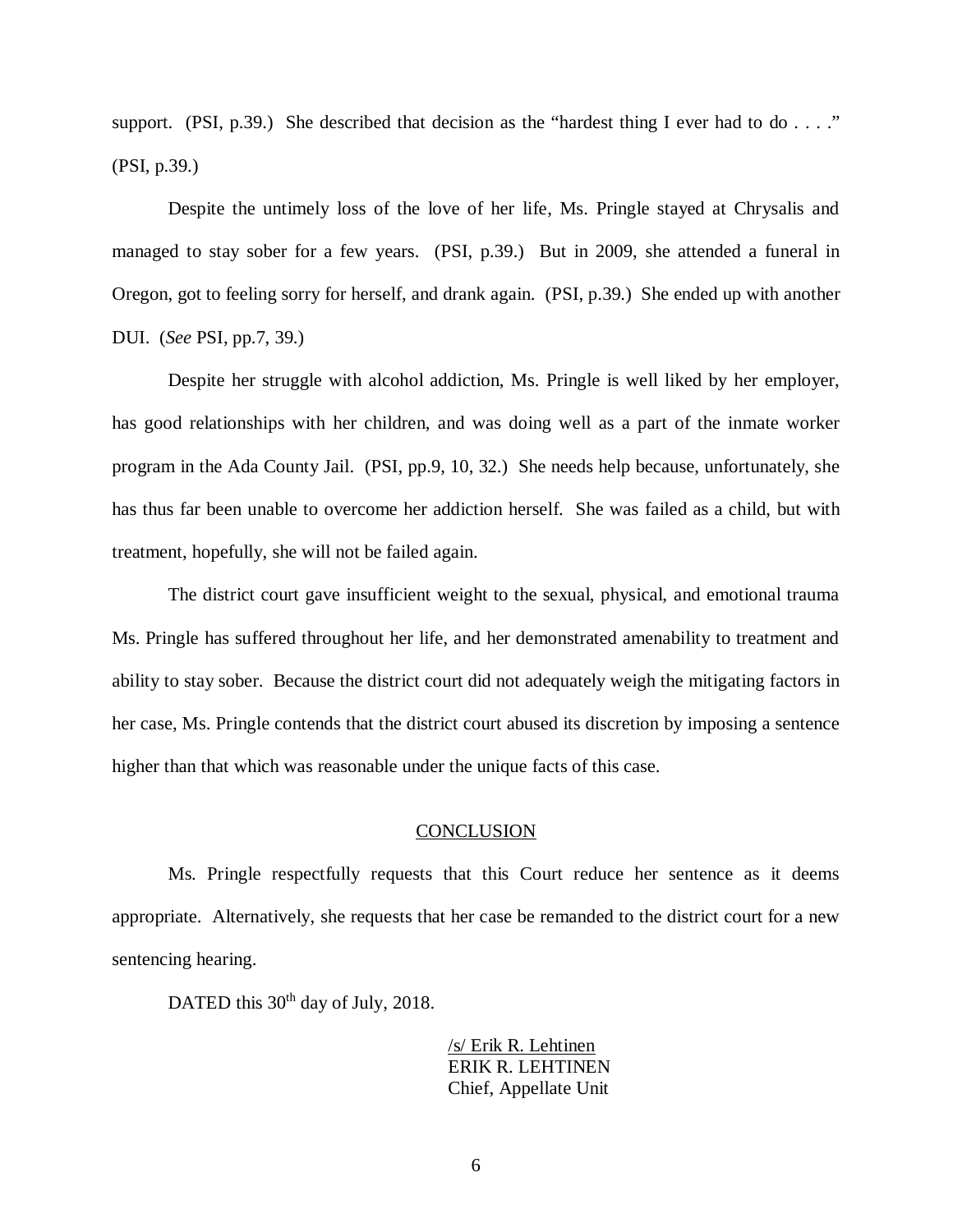support. (PSI, p.39.) She described that decision as the "hardest thing I ever had to do . . . ." (PSI, p.39.)

Despite the untimely loss of the love of her life, Ms. Pringle stayed at Chrysalis and managed to stay sober for a few years. (PSI, p.39.) But in 2009, she attended a funeral in Oregon, got to feeling sorry for herself, and drank again. (PSI, p.39.) She ended up with another DUI. (*See* PSI, pp.7, 39.)

Despite her struggle with alcohol addiction, Ms. Pringle is well liked by her employer, has good relationships with her children, and was doing well as a part of the inmate worker program in the Ada County Jail. (PSI, pp.9, 10, 32.) She needs help because, unfortunately, she has thus far been unable to overcome her addiction herself. She was failed as a child, but with treatment, hopefully, she will not be failed again.

The district court gave insufficient weight to the sexual, physical, and emotional trauma Ms. Pringle has suffered throughout her life, and her demonstrated amenability to treatment and ability to stay sober. Because the district court did not adequately weigh the mitigating factors in her case, Ms. Pringle contends that the district court abused its discretion by imposing a sentence higher than that which was reasonable under the unique facts of this case.

## CONCLUSION

Ms. Pringle respectfully requests that this Court reduce her sentence as it deems appropriate. Alternatively, she requests that her case be remanded to the district court for a new sentencing hearing.

DATED this 30th day of July, 2018.

/s/ Erik R. Lehtinen
ERIK R. LEHTINEN
Chief, Appellate Unit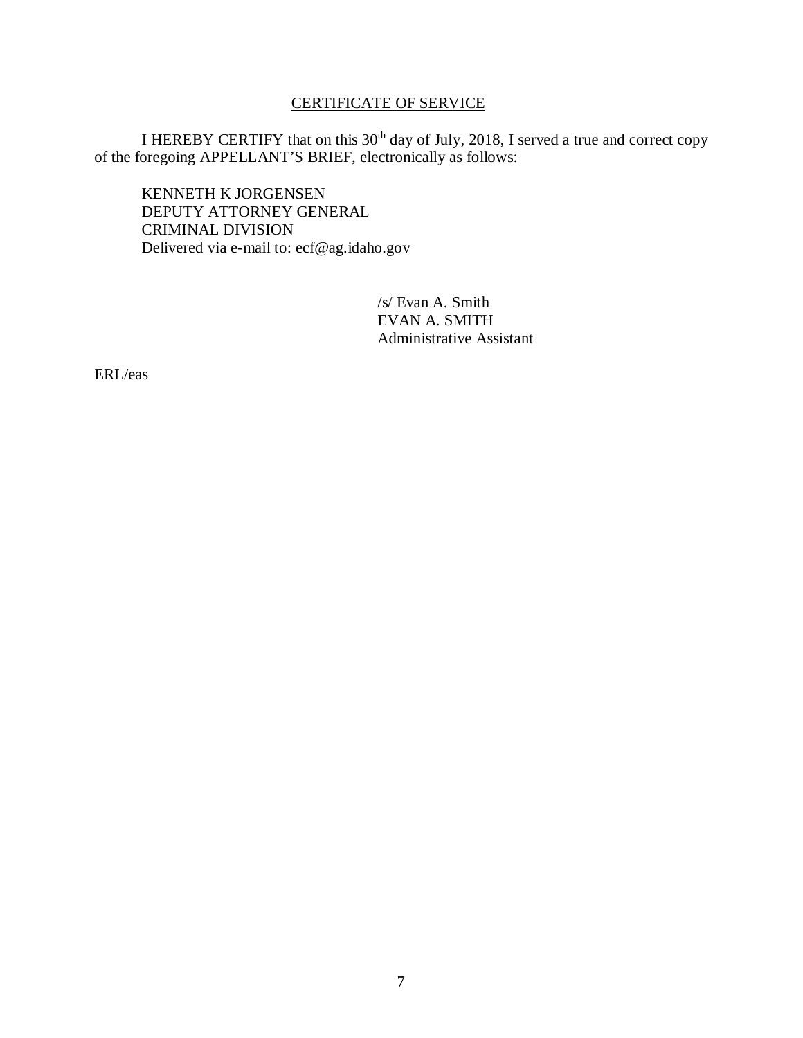## CERTIFICATE OF SERVICE

I HEREBY CERTIFY that on this 30th day of July, 2018, I served a true and correct copy of the foregoing APPELLANT'S BRIEF, electronically as follows:

KENNETH K JORGENSEN
DEPUTY ATTORNEY GENERAL
CRIMINAL DIVISION
Delivered via e-mail to: ecf@ag.idaho.gov

/s/ Evan A. Smith
EVAN A. SMITH
Administrative Assistant

ERL/eas